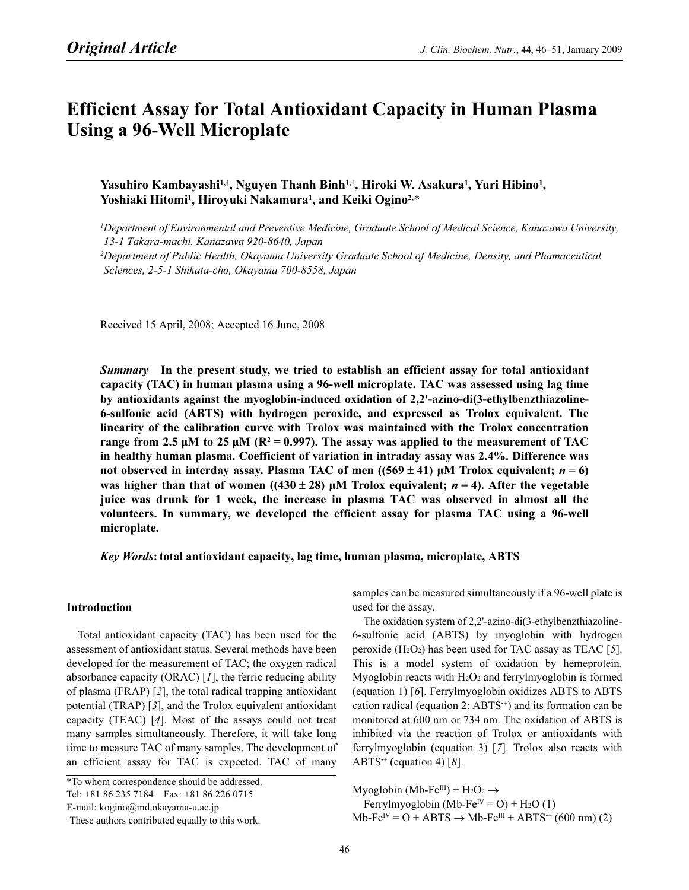Original Article

# Efficient Assay for Total Antioxidant Capacity in Human Plasma Using a 96-Well Microplate

**Yasuhiro Kambayashi[1,†], Nguyen Thanh Binh[1,†], Hiroki W. Asakura[1], Yuri Hibino[1], Yoshiaki Hitomi[1], Hiroyuki Nakamura[1], and Keiki Ogino[2,*]**

*[1]Department of Environmental and Preventive Medicine, Graduate School of Medical Science, Kanazawa University, 13-1 Takara-machi, Kanazawa 920-8640, Japan*

*[2]Department of Public Health, Okayama University Graduate School of Medicine, Density, and Phamaceutical Sciences, 2-5-1 Shikata-cho, Okayama 700-8558, Japan*

Received 15 April, 2008; Accepted 16 June, 2008

***Summary*** **In the present study, we tried to establish an efficient assay for total antioxidant capacity (TAC) in human plasma using a 96-well microplate. TAC was assessed using lag time by antioxidants against the myoglobin-induced oxidation of 2,2'-azino-di(3-ethylbenzthiazoline-6-sulfonic acid (ABTS) with hydrogen peroxide, and expressed as Trolox equivalent. The linearity of the calibration curve with Trolox was maintained with the Trolox concentration range from 2.5 μM to 25 μM ($R^2 = 0.997$). The assay was applied to the measurement of TAC in healthy human plasma. Coefficient of variation in intraday assay was 2.4%. Difference was not observed in interday assay. Plasma TAC of men ((569 ± 41) μM Trolox equivalent; *n* = 6) was higher than that of women ((430 ± 28) μM Trolox equivalent; *n* = 4). After the vegetable juice was drunk for 1 week, the increase in plasma TAC was observed in almost all the volunteers. In summary, we developed the efficient assay for plasma TAC using a 96-well microplate.**

***Key Words*****: total antioxidant capacity, lag time, human plasma, microplate, ABTS**

## Introduction

Total antioxidant capacity (TAC) has been used for the assessment of antioxidant status. Several methods have been developed for the measurement of TAC; the oxygen radical absorbance capacity (ORAC) [*1*], the ferric reducing ability of plasma (FRAP) [*2*], the total radical trapping antioxidant potential (TRAP) [*3*], and the Trolox equivalent antioxidant capacity (TEAC) [*4*]. Most of the assays could not treat many samples simultaneously. Therefore, it will take long time to measure TAC of many samples. The development of an efficient assay for TAC is expected. TAC of many samples can be measured simultaneously if a 96-well plate is used for the assay.

The oxidation system of 2,2'-azino-di(3-ethylbenzthiazoline-6-sulfonic acid (ABTS) by myoglobin with hydrogen peroxide ($H_2O_2$) has been used for TAC assay as TEAC [*5*]. This is a model system of oxidation by hemeprotein. Myoglobin reacts with $H_2O_2$ and ferrylmyoglobin is formed (equation 1) [*6*]. Ferrylmyoglobin oxidizes ABTS to ABTS cation radical (equation 2; $ABTS^{•+}$) and its formation can be monitored at 600 nm or 734 nm. The oxidation of ABTS is inhibited via the reaction of Trolox or antioxidants with ferrylmyoglobin (equation 3) [*7*]. Trolox also reacts with $ABTS^{•+}$ (equation 4) [*8*].

$$\text{Myoglobin } (\text{Mb-Fe}^{III}) + H_2O_2 \rightarrow \text{Ferrylmyoglobin } (\text{Mb-Fe}^{IV} = O) + H_2O \quad (1)$$

$$\text{Mb-Fe}^{IV} = O + \text{ABTS} \rightarrow \text{Mb-Fe}^{III} + \text{ABTS}^{•+} \text{ (600 nm)} \quad (2)$$

*To whom correspondence should be addressed.
Tel: +81 86 235 7184 Fax: +81 86 226 0715
E-mail: kogino@md.okayama-u.ac.jp
†These authors contributed equally to this work.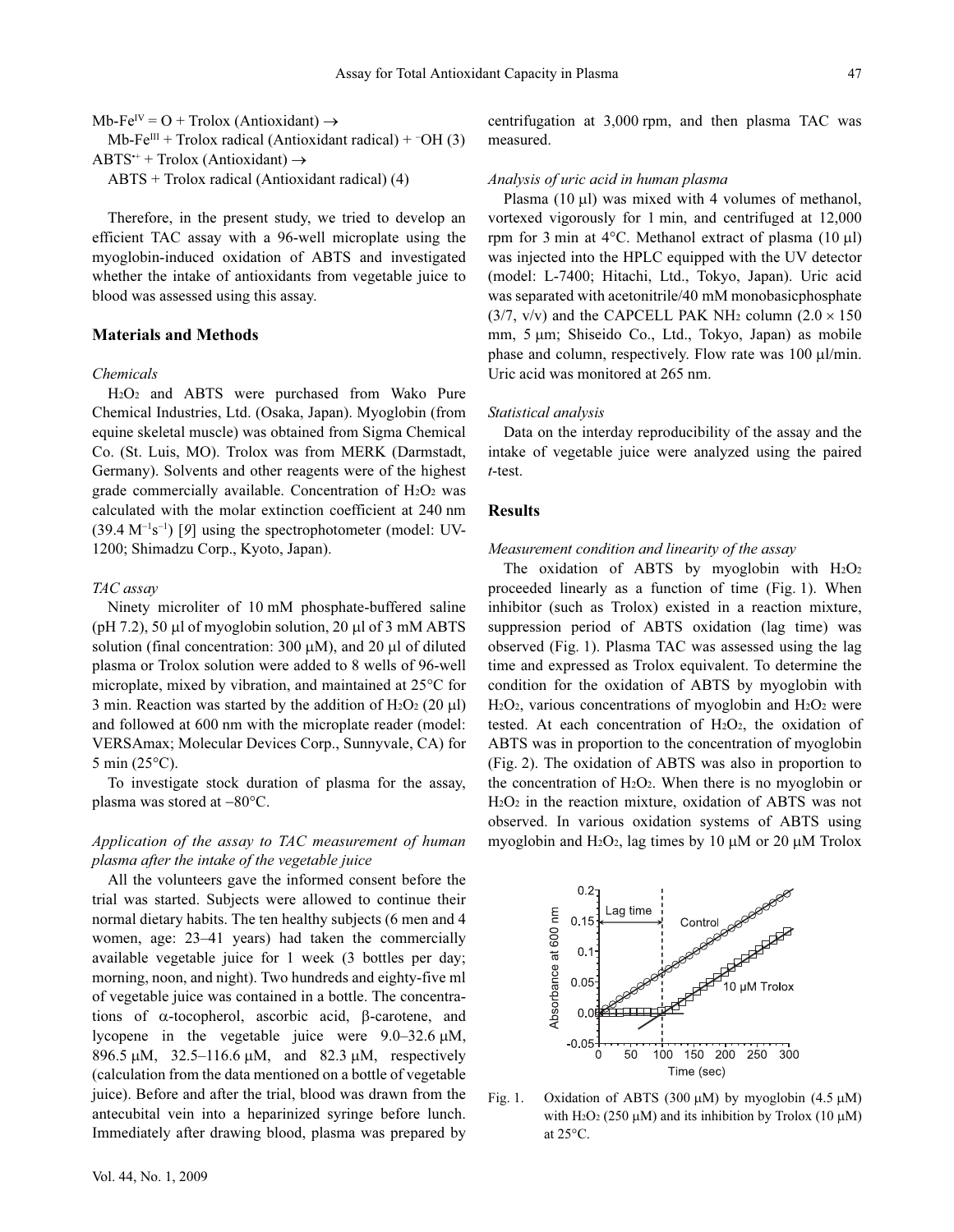$Mb\text{-}Fe^{IV}=O$ + Trolox (Antioxidant) $\rightarrow$

$Mb\text{-}Fe^{III}$ + Trolox radical (Antioxidant radical) + $^{-}OH$ (3)

$ABTS^{\cdot+}$ + Trolox (Antioxidant) $\rightarrow$

ABTS + Trolox radical (Antioxidant radical) (4)

Therefore, in the present study, we tried to develop an efficient TAC assay with a 96-well microplate using the myoglobin-induced oxidation of ABTS and investigated whether the intake of antioxidants from vegetable juice to blood was assessed using this assay.

## Materials and Methods

### *Chemicals*

$H_2O_2$ and ABTS were purchased from Wako Pure Chemical Industries, Ltd. (Osaka, Japan). Myoglobin (from equine skeletal muscle) was obtained from Sigma Chemical Co. (St. Luis, MO). Trolox was from MERK (Darmstadt, Germany). Solvents and other reagents were of the highest grade commercially available. Concentration of $H_2O_2$ was calculated with the molar extinction coefficient at 240 nm (39.4 $M^{-1}s^{-1}$) [9] using the spectrophotometer (model: UV-1200; Shimadzu Corp., Kyoto, Japan).

### *TAC assay*

Ninety microliter of 10 mM phosphate-buffered saline (pH 7.2), 50 μl of myoglobin solution, 20 μl of 3 mM ABTS solution (final concentration: 300 μM), and 20 μl of diluted plasma or Trolox solution were added to 8 wells of 96-well microplate, mixed by vibration, and maintained at 25°C for 3 min. Reaction was started by the addition of $H_2O_2$ (20 μl) and followed at 600 nm with the microplate reader (model: VERSAmax; Molecular Devices Corp., Sunnyvale, CA) for 5 min (25°C).

To investigate stock duration of plasma for the assay, plasma was stored at −80°C.

### *Application of the assay to TAC measurement of human plasma after the intake of the vegetable juice*

All the volunteers gave the informed consent before the trial was started. Subjects were allowed to continue their normal dietary habits. The ten healthy subjects (6 men and 4 women, age: 23–41 years) had taken the commercially available vegetable juice for 1 week (3 bottles per day; morning, noon, and night). Two hundreds and eighty-five ml of vegetable juice was contained in a bottle. The concentrations of α-tocopherol, ascorbic acid, β-carotene, and lycopene in the vegetable juice were 9.0–32.6 μM, 896.5 μM, 32.5–116.6 μM, and 82.3 μM, respectively (calculation from the data mentioned on a bottle of vegetable juice). Before and after the trial, blood was drawn from the antecubital vein into a heparinized syringe before lunch. Immediately after drawing blood, plasma was prepared by centrifugation at 3,000 rpm, and then plasma TAC was measured.

### *Analysis of uric acid in human plasma*

Plasma (10 μl) was mixed with 4 volumes of methanol, vortexed vigorously for 1 min, and centrifuged at 12,000 rpm for 3 min at 4°C. Methanol extract of plasma (10 μl) was injected into the HPLC equipped with the UV detector (model: L-7400; Hitachi, Ltd., Tokyo, Japan). Uric acid was separated with acetonitrile/40 mM monobasicphosphate (3/7, v/v) and the CAPCELL PAK $NH_2$ column (2.0 × 150 mm, 5 μm; Shiseido Co., Ltd., Tokyo, Japan) as mobile phase and column, respectively. Flow rate was 100 μl/min. Uric acid was monitored at 265 nm.

### *Statistical analysis*

Data on the interday reproducibility of the assay and the intake of vegetable juice were analyzed using the paired *t*-test.

## Results

### *Measurement condition and linearity of the assay*

The oxidation of ABTS by myoglobin with $H_2O_2$ proceeded linearly as a function of time (Fig. 1). When inhibitor (such as Trolox) existed in a reaction mixture, suppression period of ABTS oxidation (lag time) was observed (Fig. 1). Plasma TAC was assessed using the lag time and expressed as Trolox equivalent. To determine the condition for the oxidation of ABTS by myoglobin with $H_2O_2$, various concentrations of myoglobin and $H_2O_2$ were tested. At each concentration of $H_2O_2$, the oxidation of ABTS was in proportion to the concentration of myoglobin (Fig. 2). The oxidation of ABTS was also in proportion to the concentration of $H_2O_2$. When there is no myoglobin or $H_2O_2$ in the reaction mixture, oxidation of ABTS was not observed. In various oxidation systems of ABTS using myoglobin and $H_2O_2$, lag times by 10 μM or 20 μM Trolox

Fig. 1. Oxidation of ABTS (300 μM) by myoglobin (4.5 μM) with $H_2O_2$ (250 μM) and its inhibition by Trolox (10 μM) at 25°C.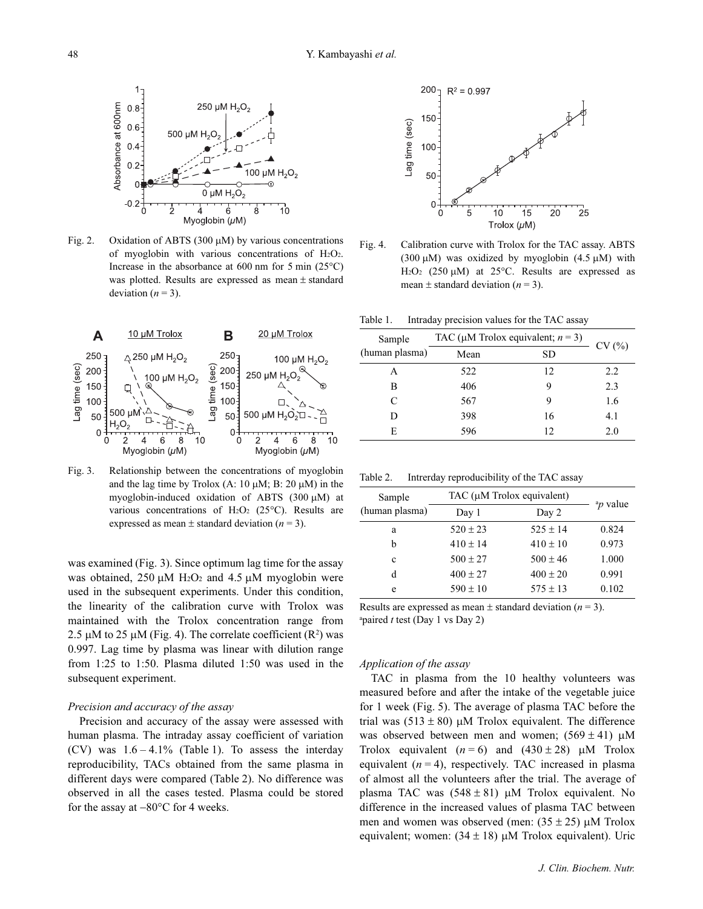Fig. 2. Oxidation of ABTS (300 μM) by various concentrations of myoglobin with various concentrations of $H_2O_2$. Increase in the absorbance at 600 nm for 5 min (25°C) was plotted. Results are expressed as mean ± standard deviation ($n = 3$).

Fig. 3. Relationship between the concentrations of myoglobin and the lag time by Trolox (A: 10 μM; B: 20 μM) in the myoglobin-induced oxidation of ABTS (300 μM) at various concentrations of $H_2O_2$ (25°C). Results are expressed as mean ± standard deviation ($n = 3$).

was examined (Fig. 3). Since optimum lag time for the assay was obtained, 250 μM $H_2O_2$ and 4.5 μM myoglobin were used in the subsequent experiments. Under this condition, the linearity of the calibration curve with Trolox was maintained with the Trolox concentration range from 2.5 μM to 25 μM (Fig. 4). The correlate coefficient ($R^2$) was 0.997. Lag time by plasma was linear with dilution range from 1:25 to 1:50. Plasma diluted 1:50 was used in the subsequent experiment.

*Precision and accuracy of the assay*

Precision and accuracy of the assay were assessed with human plasma. The intraday assay coefficient of variation (CV) was 1.6 – 4.1% (Table 1). To assess the interday reproducibility, TACs obtained from the same plasma in different days were compared (Table 2). No difference was observed in all the cases tested. Plasma could be stored for the assay at −80°C for 4 weeks.

Fig. 4. Calibration curve with Trolox for the TAC assay. ABTS (300 μM) was oxidized by myoglobin (4.5 μM) with $H_2O_2$ (250 μM) at 25°C. Results are expressed as mean ± standard deviation ($n = 3$).

Table 1. Intraday precision values for the TAC assay

| Sample (human plasma) | TAC (μM Trolox equivalent; $n = 3$) | | CV (%) |
|---|---|---|---|
| | Mean | SD | |
| A | 522 | 12 | 2.2 |
| B | 406 | 9 | 2.3 |
| C | 567 | 9 | 1.6 |
| D | 398 | 16 | 4.1 |
| E | 596 | 12 | 2.0 |

Table 2. Intrerday reproducibility of the TAC assay

| Sample (human plasma) | TAC (μM Trolox equivalent) | | [a]*p* value |
|---|---|---|---|
| | Day 1 | Day 2 | |
| a | 520 ± 23 | 525 ± 14 | 0.824 |
| b | 410 ± 14 | 410 ± 10 | 0.973 |
| c | 500 ± 27 | 500 ± 46 | 1.000 |
| d | 400 ± 27 | 400 ± 20 | 0.991 |
| e | 590 ± 10 | 575 ± 13 | 0.102 |

Results are expressed as mean ± standard deviation ($n = 3$).
[a]paired *t* test (Day 1 vs Day 2)

*Application of the assay*

TAC in plasma from the 10 healthy volunteers was measured before and after the intake of the vegetable juice for 1 week (Fig. 5). The average of plasma TAC before the trial was (513 ± 80) μM Trolox equivalent. The difference was observed between men and women; (569 ± 41) μM Trolox equivalent ($n = 6$) and (430 ± 28) μM Trolox equivalent ($n = 4$), respectively. TAC increased in plasma of almost all the volunteers after the trial. The average of plasma TAC was (548 ± 81) μM Trolox equivalent. No difference in the increased values of plasma TAC between men and women was observed (men: (35 ± 25) μM Trolox equivalent; women: (34 ± 18) μM Trolox equivalent). Uric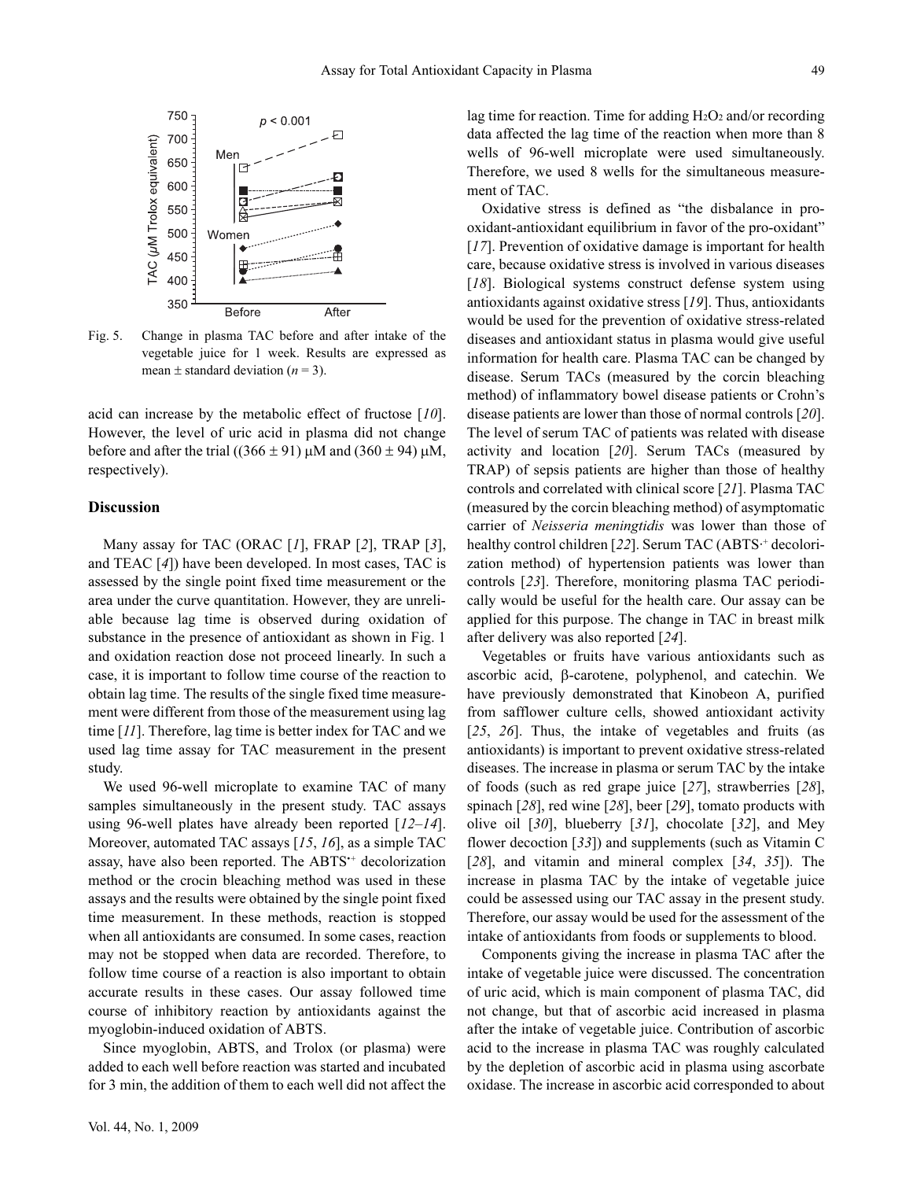Fig. 5. Change in plasma TAC before and after intake of the vegetable juice for 1 week. Results are expressed as mean ± standard deviation ($n = 3$).

acid can increase by the metabolic effect of fructose [10]. However, the level of uric acid in plasma did not change before and after the trial ((366 ± 91) μM and (360 ± 94) μM, respectively).

## Discussion

Many assay for TAC (ORAC [1], FRAP [2], TRAP [3], and TEAC [4]) have been developed. In most cases, TAC is assessed by the single point fixed time measurement or the area under the curve quantitation. However, they are unreliable because lag time is observed during oxidation of substance in the presence of antioxidant as shown in Fig. 1 and oxidation reaction dose not proceed linearly. In such a case, it is important to follow time course of the reaction to obtain lag time. The results of the single fixed time measurement were different from those of the measurement using lag time [11]. Therefore, lag time is better index for TAC and we used lag time assay for TAC measurement in the present study.

We used 96-well microplate to examine TAC of many samples simultaneously in the present study. TAC assays using 96-well plates have already been reported [12–14]. Moreover, automated TAC assays [15, 16], as a simple TAC assay, have also been reported. The $ABTS^{\cdot+}$ decolorization method or the crocin bleaching method was used in these assays and the results were obtained by the single point fixed time measurement. In these methods, reaction is stopped when all antioxidants are consumed. In some cases, reaction may not be stopped when data are recorded. Therefore, to follow time course of a reaction is also important to obtain accurate results in these cases. Our assay followed time course of inhibitory reaction by antioxidants against the myoglobin-induced oxidation of ABTS.

Since myoglobin, ABTS, and Trolox (or plasma) were added to each well before reaction was started and incubated for 3 min, the addition of them to each well did not affect the lag time for reaction. Time for adding $H_2O_2$ and/or recording data affected the lag time of the reaction when more than 8 wells of 96-well microplate were used simultaneously. Therefore, we used 8 wells for the simultaneous measurement of TAC.

Oxidative stress is defined as “the disbalance in pro-oxidant-antioxidant equilibrium in favor of the pro-oxidant” [17]. Prevention of oxidative damage is important for health care, because oxidative stress is involved in various diseases [18]. Biological systems construct defense system using antioxidants against oxidative stress [19]. Thus, antioxidants would be used for the prevention of oxidative stress-related diseases and antioxidant status in plasma would give useful information for health care. Plasma TAC can be changed by disease. Serum TACs (measured by the corcin bleaching method) of inflammatory bowel disease patients or Crohn’s disease patients are lower than those of normal controls [20]. The level of serum TAC of patients was related with disease activity and location [20]. Serum TACs (measured by TRAP) of sepsis patients are higher than those of healthy controls and correlated with clinical score [21]. Plasma TAC (measured by the corcin bleaching method) of asymptomatic carrier of *Neisseria meningtidis* was lower than those of healthy control children [22]. Serum TAC ($ABTS^{\cdot+}$ decolorization method) of hypertension patients was lower than controls [23]. Therefore, monitoring plasma TAC periodically would be useful for the health care. Our assay can be applied for this purpose. The change in TAC in breast milk after delivery was also reported [24].

Vegetables or fruits have various antioxidants such as ascorbic acid, β-carotene, polyphenol, and catechin. We have previously demonstrated that Kinobeon A, purified from safflower culture cells, showed antioxidant activity [25, 26]. Thus, the intake of vegetables and fruits (as antioxidants) is important to prevent oxidative stress-related diseases. The increase in plasma or serum TAC by the intake of foods (such as red grape juice [27], strawberries [28], spinach [28], red wine [28], beer [29], tomato products with olive oil [30], blueberry [31], chocolate [32], and Mey flower decoction [33]) and supplements (such as Vitamin C [28], and vitamin and mineral complex [34, 35]). The increase in plasma TAC by the intake of vegetable juice could be assessed using our TAC assay in the present study. Therefore, our assay would be used for the assessment of the intake of antioxidants from foods or supplements to blood.

Components giving the increase in plasma TAC after the intake of vegetable juice were discussed. The concentration of uric acid, which is main component of plasma TAC, did not change, but that of ascorbic acid increased in plasma after the intake of vegetable juice. Contribution of ascorbic acid to the increase in plasma TAC was roughly calculated by the depletion of ascorbic acid in plasma using ascorbate oxidase. The increase in ascorbic acid corresponded to about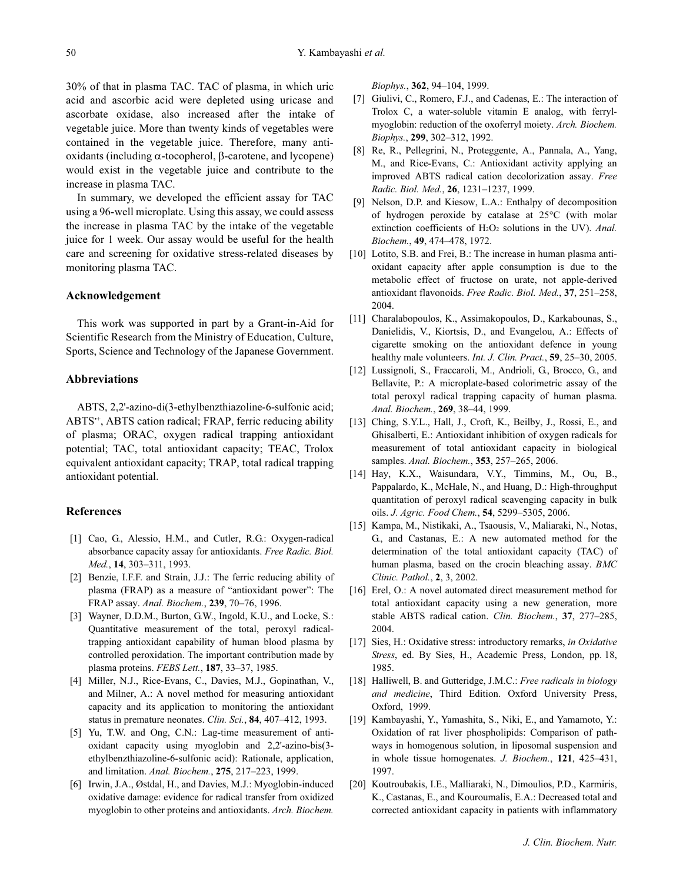30% of that in plasma TAC. TAC of plasma, in which uric acid and ascorbic acid were depleted using uricase and ascorbate oxidase, also increased after the intake of vegetable juice. More than twenty kinds of vegetables were contained in the vegetable juice. Therefore, many antioxidants (including α-tocopherol, β-carotene, and lycopene) would exist in the vegetable juice and contribute to the increase in plasma TAC.

In summary, we developed the efficient assay for TAC using a 96-well microplate. Using this assay, we could assess the increase in plasma TAC by the intake of the vegetable juice for 1 week. Our assay would be useful for the health care and screening for oxidative stress-related diseases by monitoring plasma TAC.

## Acknowledgement

This work was supported in part by a Grant-in-Aid for Scientific Research from the Ministry of Education, Culture, Sports, Science and Technology of the Japanese Government.

## Abbreviations

ABTS, 2,2'-azino-di(3-ethylbenzthiazoline-6-sulfonic acid; $ABTS^{•+}$, ABTS cation radical; FRAP, ferric reducing ability of plasma; ORAC, oxygen radical trapping antioxidant potential; TAC, total antioxidant capacity; TEAC, Trolox equivalent antioxidant capacity; TRAP, total radical trapping antioxidant potential.

## References

[1] Cao, G., Alessio, H.M., and Cutler, R.G.: Oxygen-radical absorbance capacity assay for antioxidants. *Free Radic. Biol. Med.*, **14**, 303–311, 1993.

[2] Benzie, I.F.F. and Strain, J.J.: The ferric reducing ability of plasma (FRAP) as a measure of "antioxidant power": The FRAP assay. *Anal. Biochem.*, **239**, 70–76, 1996.

[3] Wayner, D.D.M., Burton, G.W., Ingold, K.U., and Locke, S.: Quantitative measurement of the total, peroxyl radical-trapping antioxidant capability of human blood plasma by controlled peroxidation. The important contribution made by plasma proteins. *FEBS Lett.*, **187**, 33–37, 1985.

[4] Miller, N.J., Rice-Evans, C., Davies, M.J., Gopinathan, V., and Milner, A.: A novel method for measuring antioxidant capacity and its application to monitoring the antioxidant status in premature neonates. *Clin. Sci.*, **84**, 407–412, 1993.

[5] Yu, T.W. and Ong, C.N.: Lag-time measurement of antioxidant capacity using myoglobin and 2,2'-azino-bis(3-ethylbenzthiazoline-6-sulfonic acid): Rationale, application, and limitation. *Anal. Biochem.*, **275**, 217–223, 1999.

[6] Irwin, J.A., Østdal, H., and Davies, M.J.: Myoglobin-induced oxidative damage: evidence for radical transfer from oxidized myoglobin to other proteins and antioxidants. *Arch. Biochem. Biophys.*, **362**, 94–104, 1999.

[7] Giulivi, C., Romero, F.J., and Cadenas, E.: The interaction of Trolox C, a water-soluble vitamin E analog, with ferrylmyoglobin: reduction of the oxoferryl moiety. *Arch. Biochem. Biophys.*, **299**, 302–312, 1992.

[8] Re, R., Pellegrini, N., Proteggente, A., Pannala, A., Yang, M., and Rice-Evans, C.: Antioxidant activity applying an improved ABTS radical cation decolorization assay. *Free Radic. Biol. Med.*, **26**, 1231–1237, 1999.

[9] Nelson, D.P. and Kiesow, L.A.: Enthalpy of decomposition of hydrogen peroxide by catalase at 25°C (with molar extinction coefficients of $H_2O_2$ solutions in the UV). *Anal. Biochem.*, **49**, 474–478, 1972.

[10] Lotito, S.B. and Frei, B.: The increase in human plasma antioxidant capacity after apple consumption is due to the metabolic effect of fructose on urate, not apple-derived antioxidant flavonoids. *Free Radic. Biol. Med.*, **37**, 251–258, 2004.

[11] Charalabopoulos, K., Assimakopoulos, D., Karkabounas, S., Danielidis, V., Kiortsis, D., and Evangelou, A.: Effects of cigarette smoking on the antioxidant defence in young healthy male volunteers. *Int. J. Clin. Pract.*, **59**, 25–30, 2005.

[12] Lussignoli, S., Fraccaroli, M., Andrioli, G., Brocco, G., and Bellavite, P.: A microplate-based colorimetric assay of the total peroxyl radical trapping capacity of human plasma. *Anal. Biochem.*, **269**, 38–44, 1999.

[13] Ching, S.Y.L., Hall, J., Croft, K., Beilby, J., Rossi, E., and Ghisalberti, E.: Antioxidant inhibition of oxygen radicals for measurement of total antioxidant capacity in biological samples. *Anal. Biochem.*, **353**, 257–265, 2006.

[14] Hay, K.X., Waisundara, V.Y., Timmins, M., Ou, B., Pappalardo, K., McHale, N., and Huang, D.: High-throughput quantitation of peroxyl radical scavenging capacity in bulk oils. *J. Agric. Food Chem.*, **54**, 5299–5305, 2006.

[15] Kampa, M., Nistikaki, A., Tsaousis, V., Maliaraki, N., Notas, G., and Castanas, E.: A new automated method for the determination of the total antioxidant capacity (TAC) of human plasma, based on the crocin bleaching assay. *BMC Clinic. Pathol.*, **2**, 3, 2002.

[16] Erel, O.: A novel automated direct measurement method for total antioxidant capacity using a new generation, more stable ABTS radical cation. *Clin. Biochem.*, **37**, 277–285, 2004.

[17] Sies, H.: Oxidative stress: introductory remarks, *in Oxidative Stress*, ed. By Sies, H., Academic Press, London, pp. 18, 1985.

[18] Halliwell, B. and Gutteridge, J.M.C.: *Free radicals in biology and medicine*, Third Edition. Oxford University Press, Oxford, 1999.

[19] Kambayashi, Y., Yamashita, S., Niki, E., and Yamamoto, Y.: Oxidation of rat liver phospholipids: Comparison of pathways in homogenous solution, in liposomal suspension and in whole tissue homogenates. *J. Biochem.*, **121**, 425–431, 1997.

[20] Koutroubakis, I.E., Malliaraki, N., Dimoulios, P.D., Karmiris, K., Castanas, E., and Kouroumalis, E.A.: Decreased total and corrected antioxidant capacity in patients with inflammatory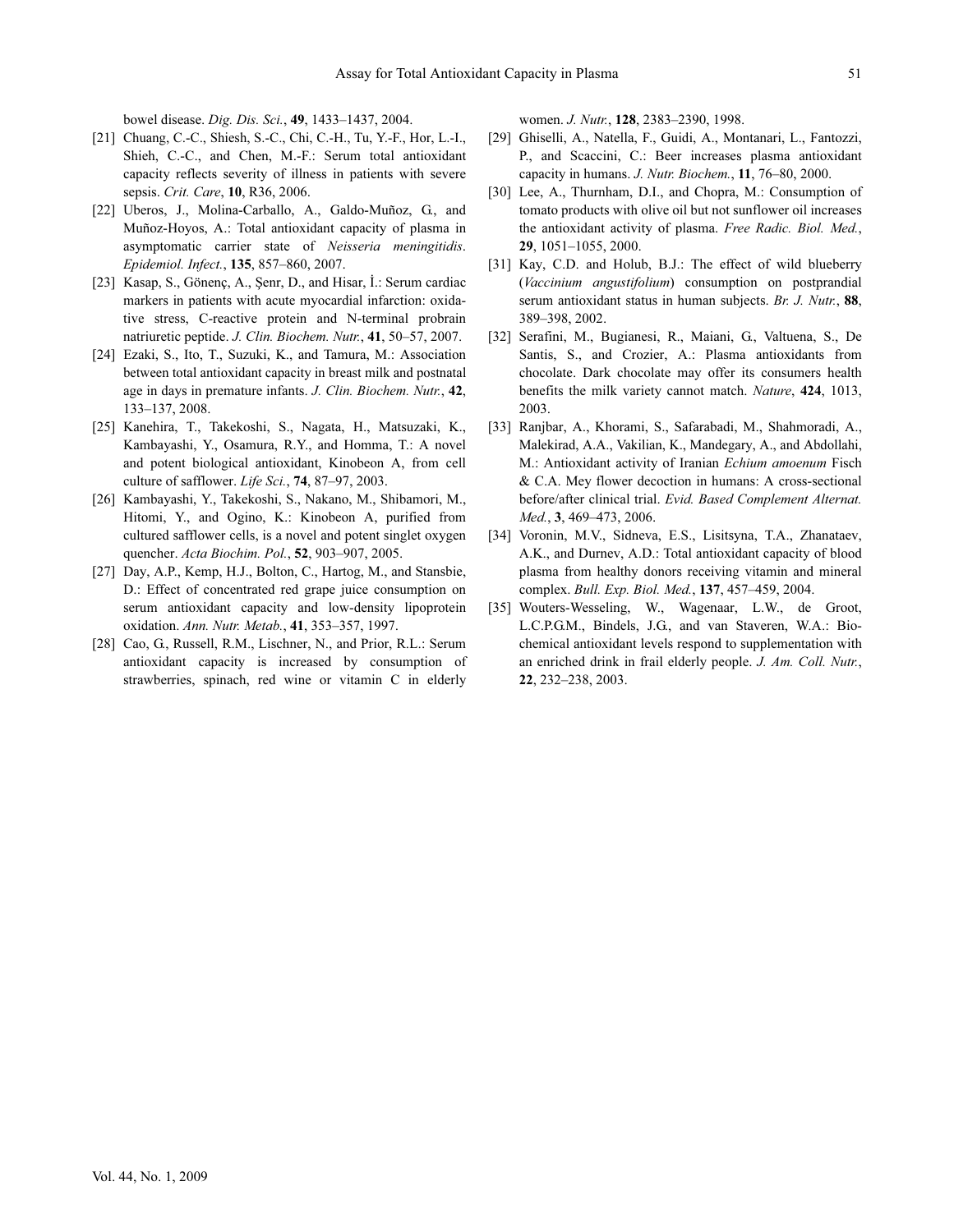bowel disease. *Dig. Dis. Sci.*, **49**, 1433–1437, 2004.

[21] Chuang, C.-C., Shiesh, S.-C., Chi, C.-H., Tu, Y.-F., Hor, L.-I., Shieh, C.-C., and Chen, M.-F.: Serum total antioxidant capacity reflects severity of illness in patients with severe sepsis. *Crit. Care*, **10**, R36, 2006.

[22] Uberos, J., Molina-Carballo, A., Galdo-Muñoz, G., and Muñoz-Hoyos, A.: Total antioxidant capacity of plasma in asymptomatic carrier state of *Neisseria meningitidis*. *Epidemiol. Infect.*, **135**, 857–860, 2007.

[23] Kasap, S., Gönenç, A., Şenr, D., and Hisar, İ.: Serum cardiac markers in patients with acute myocardial infarction: oxidative stress, C-reactive protein and N-terminal probrain natriuretic peptide. *J. Clin. Biochem. Nutr.*, **41**, 50–57, 2007.

[24] Ezaki, S., Ito, T., Suzuki, K., and Tamura, M.: Association between total antioxidant capacity in breast milk and postnatal age in days in premature infants. *J. Clin. Biochem. Nutr.*, **42**, 133–137, 2008.

[25] Kanehira, T., Takekoshi, S., Nagata, H., Matsuzaki, K., Kambayashi, Y., Osamura, R.Y., and Homma, T.: A novel and potent biological antioxidant, Kinobeon A, from cell culture of safflower. *Life Sci.*, **74**, 87–97, 2003.

[26] Kambayashi, Y., Takekoshi, S., Nakano, M., Shibamori, M., Hitomi, Y., and Ogino, K.: Kinobeon A, purified from cultured safflower cells, is a novel and potent singlet oxygen quencher. *Acta Biochim. Pol.*, **52**, 903–907, 2005.

[27] Day, A.P., Kemp, H.J., Bolton, C., Hartog, M., and Stansbie, D.: Effect of concentrated red grape juice consumption on serum antioxidant capacity and low-density lipoprotein oxidation. *Ann. Nutr. Metab.*, **41**, 353–357, 1997.

[28] Cao, G., Russell, R.M., Lischner, N., and Prior, R.L.: Serum antioxidant capacity is increased by consumption of strawberries, spinach, red wine or vitamin C in elderly women. *J. Nutr.*, **128**, 2383–2390, 1998.

[29] Ghiselli, A., Natella, F., Guidi, A., Montanari, L., Fantozzi, P., and Scaccini, C.: Beer increases plasma antioxidant capacity in humans. *J. Nutr. Biochem.*, **11**, 76–80, 2000.

[30] Lee, A., Thurnham, D.I., and Chopra, M.: Consumption of tomato products with olive oil but not sunflower oil increases the antioxidant activity of plasma. *Free Radic. Biol. Med.*, **29**, 1051–1055, 2000.

[31] Kay, C.D. and Holub, B.J.: The effect of wild blueberry (*Vaccinium angustifolium*) consumption on postprandial serum antioxidant status in human subjects. *Br. J. Nutr.*, **88**, 389–398, 2002.

[32] Serafini, M., Bugianesi, R., Maiani, G., Valtuena, S., De Santis, S., and Crozier, A.: Plasma antioxidants from chocolate. Dark chocolate may offer its consumers health benefits the milk variety cannot match. *Nature*, **424**, 1013, 2003.

[33] Ranjbar, A., Khorami, S., Safarabadi, M., Shahmoradi, A., Malekirad, A.A., Vakilian, K., Mandegary, A., and Abdollahi, M.: Antioxidant activity of Iranian *Echium amoenum* Fisch & C.A. Mey flower decoction in humans: A cross-sectional before/after clinical trial. *Evid. Based Complement Alternat. Med.*, **3**, 469–473, 2006.

[34] Voronin, M.V., Sidneva, E.S., Lisitsyna, T.A., Zhanataev, A.K., and Durnev, A.D.: Total antioxidant capacity of blood plasma from healthy donors receiving vitamin and mineral complex. *Bull. Exp. Biol. Med.*, **137**, 457–459, 2004.

[35] Wouters-Wesseling, W., Wagenaar, L.W., de Groot, L.C.P.G.M., Bindels, J.G., and van Staveren, W.A.: Biochemical antioxidant levels respond to supplementation with an enriched drink in frail elderly people. *J. Am. Coll. Nutr.*, **22**, 232–238, 2003.